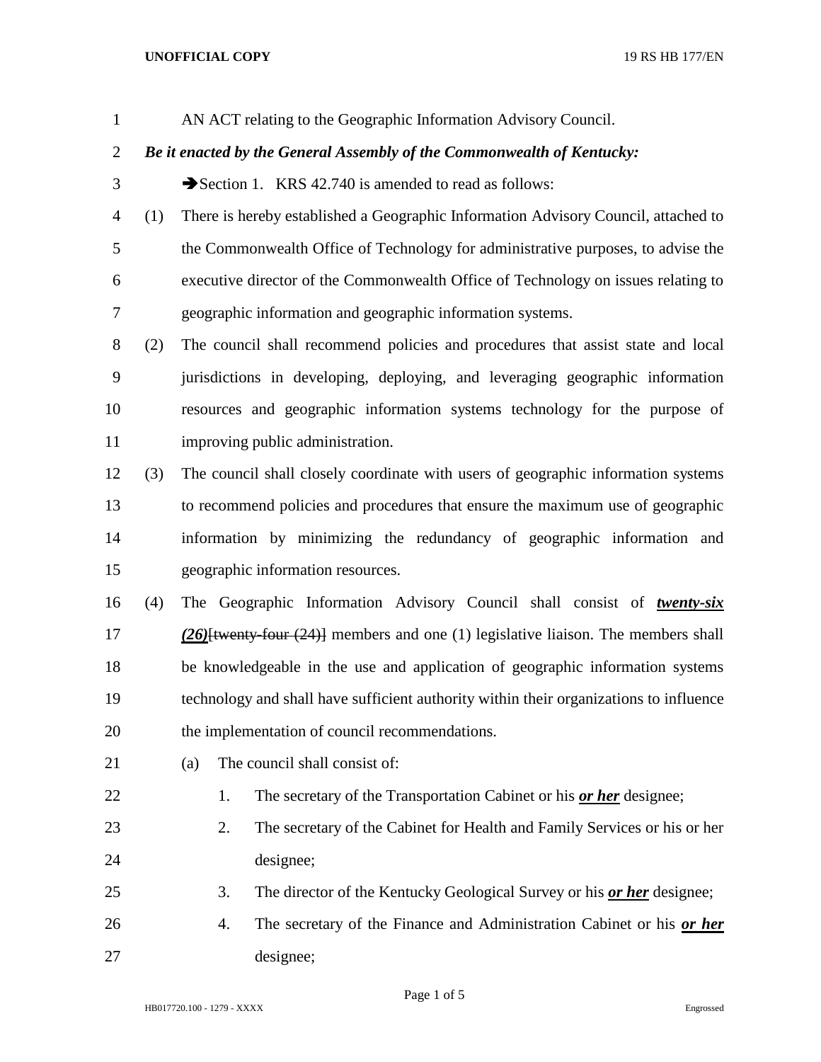AN ACT relating to the Geographic Information Advisory Council.

***Be it enacted by the General Assembly of the Commonwealth of Kentucky:***

➔Section 1. KRS 42.740 is amended to read as follows:

(1) There is hereby established a Geographic Information Advisory Council, attached to the Commonwealth Office of Technology for administrative purposes, to advise the executive director of the Commonwealth Office of Technology on issues relating to geographic information and geographic information systems.

(2) The council shall recommend policies and procedures that assist state and local jurisdictions in developing, deploying, and leveraging geographic information resources and geographic information systems technology for the purpose of improving public administration.

(3) The council shall closely coordinate with users of geographic information systems to recommend policies and procedures that ensure the maximum use of geographic information by minimizing the redundancy of geographic information and geographic information resources.

(4) The Geographic Information Advisory Council shall consist of ***twenty-six (26)***[~~twenty-four (24)~~] members and one (1) legislative liaison. The members shall be knowledgeable in the use and application of geographic information systems technology and shall have sufficient authority within their organizations to influence the implementation of council recommendations.

(a) The council shall consist of:

1. The secretary of the Transportation Cabinet or his ***or her*** designee;
2. The secretary of the Cabinet for Health and Family Services or his or her designee;
3. The director of the Kentucky Geological Survey or his ***or her*** designee;
4. The secretary of the Finance and Administration Cabinet or his ***or her*** designee;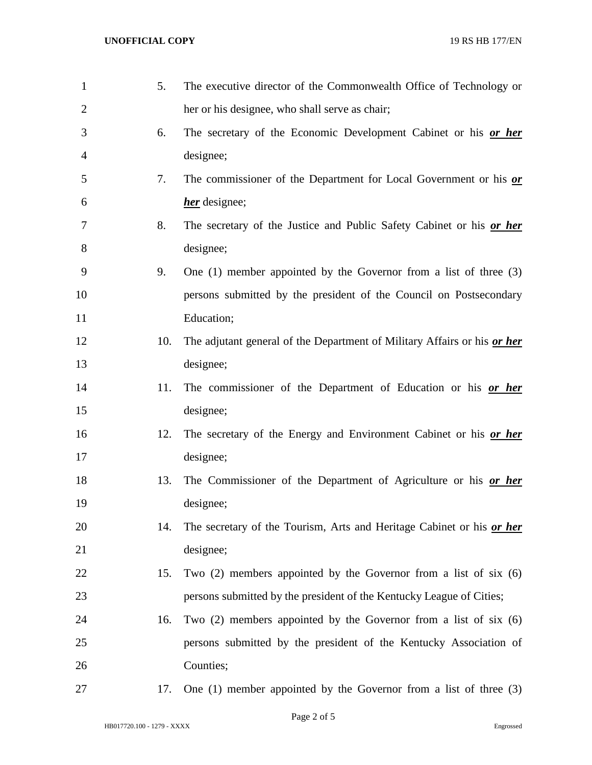5. The executive director of the Commonwealth Office of Technology or her or his designee, who shall serve as chair;
6. The secretary of the Economic Development Cabinet or his ***or her*** designee;
7. The commissioner of the Department for Local Government or his ***or her*** designee;
8. The secretary of the Justice and Public Safety Cabinet or his ***or her*** designee;
9. One (1) member appointed by the Governor from a list of three (3) persons submitted by the president of the Council on Postsecondary Education;
10. The adjutant general of the Department of Military Affairs or his ***or her*** designee;
11. The commissioner of the Department of Education or his ***or her*** designee;
12. The secretary of the Energy and Environment Cabinet or his ***or her*** designee;
13. The Commissioner of the Department of Agriculture or his ***or her*** designee;
14. The secretary of the Tourism, Arts and Heritage Cabinet or his ***or her*** designee;
15. Two (2) members appointed by the Governor from a list of six (6) persons submitted by the president of the Kentucky League of Cities;
16. Two (2) members appointed by the Governor from a list of six (6) persons submitted by the president of the Kentucky Association of Counties;
17. One (1) member appointed by the Governor from a list of three (3)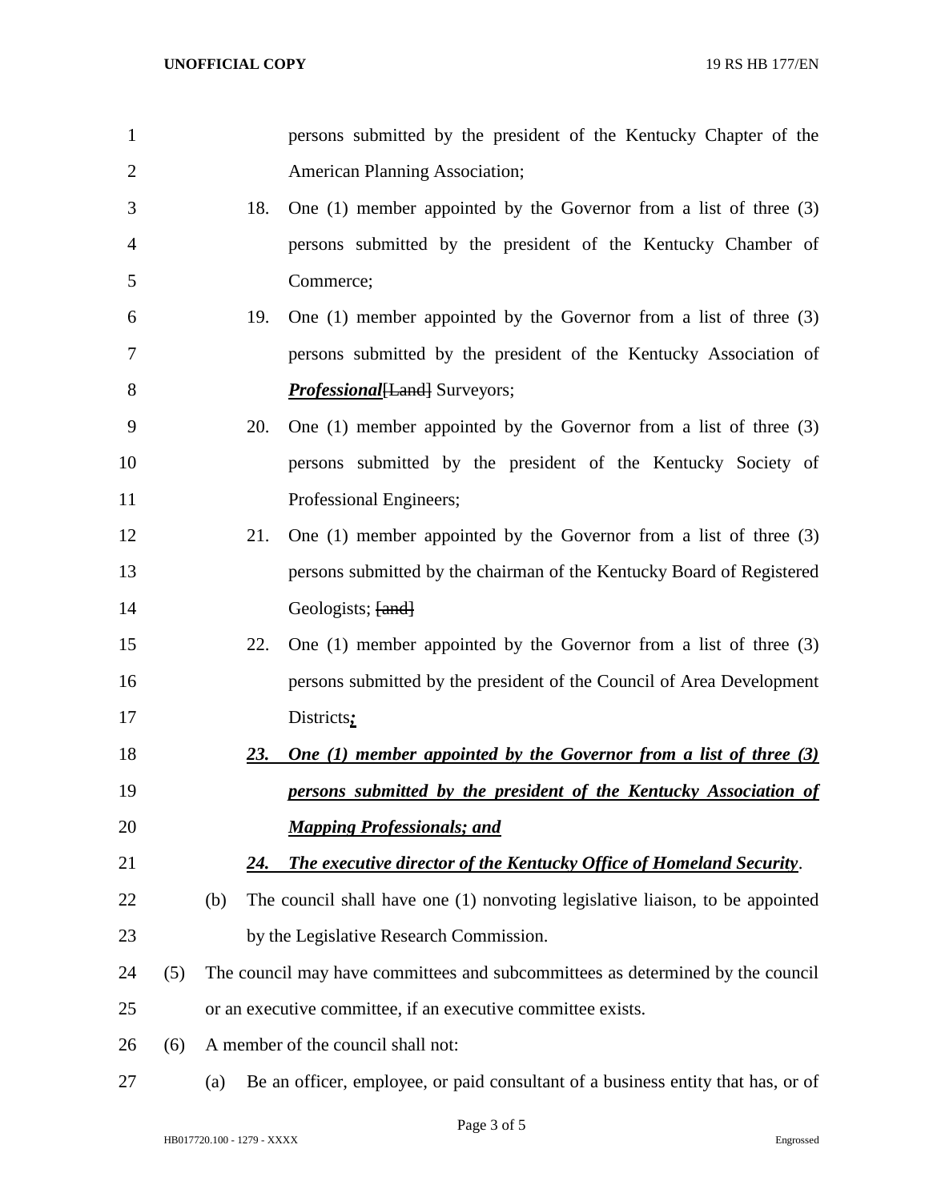persons submitted by the president of the Kentucky Chapter of the American Planning Association;

18. One (1) member appointed by the Governor from a list of three (3) persons submitted by the president of the Kentucky Chamber of Commerce;

19. One (1) member appointed by the Governor from a list of three (3) persons submitted by the president of the Kentucky Association of ***Professional***~~[Land]~~ Surveyors;

20. One (1) member appointed by the Governor from a list of three (3) persons submitted by the president of the Kentucky Society of Professional Engineers;

21. One (1) member appointed by the Governor from a list of three (3) persons submitted by the chairman of the Kentucky Board of Registered Geologists; ~~[and]~~

22. One (1) member appointed by the Governor from a list of three (3) persons submitted by the president of the Council of Area Development Districts***;***

***23. One (1) member appointed by the Governor from a list of three (3) persons submitted by the president of the Kentucky Association of Mapping Professionals; and***

***24. The executive director of the Kentucky Office of Homeland Security***.

(b) The council shall have one (1) nonvoting legislative liaison, to be appointed by the Legislative Research Commission.

(5) The council may have committees and subcommittees as determined by the council or an executive committee, if an executive committee exists.

(6) A member of the council shall not:

(a) Be an officer, employee, or paid consultant of a business entity that has, or of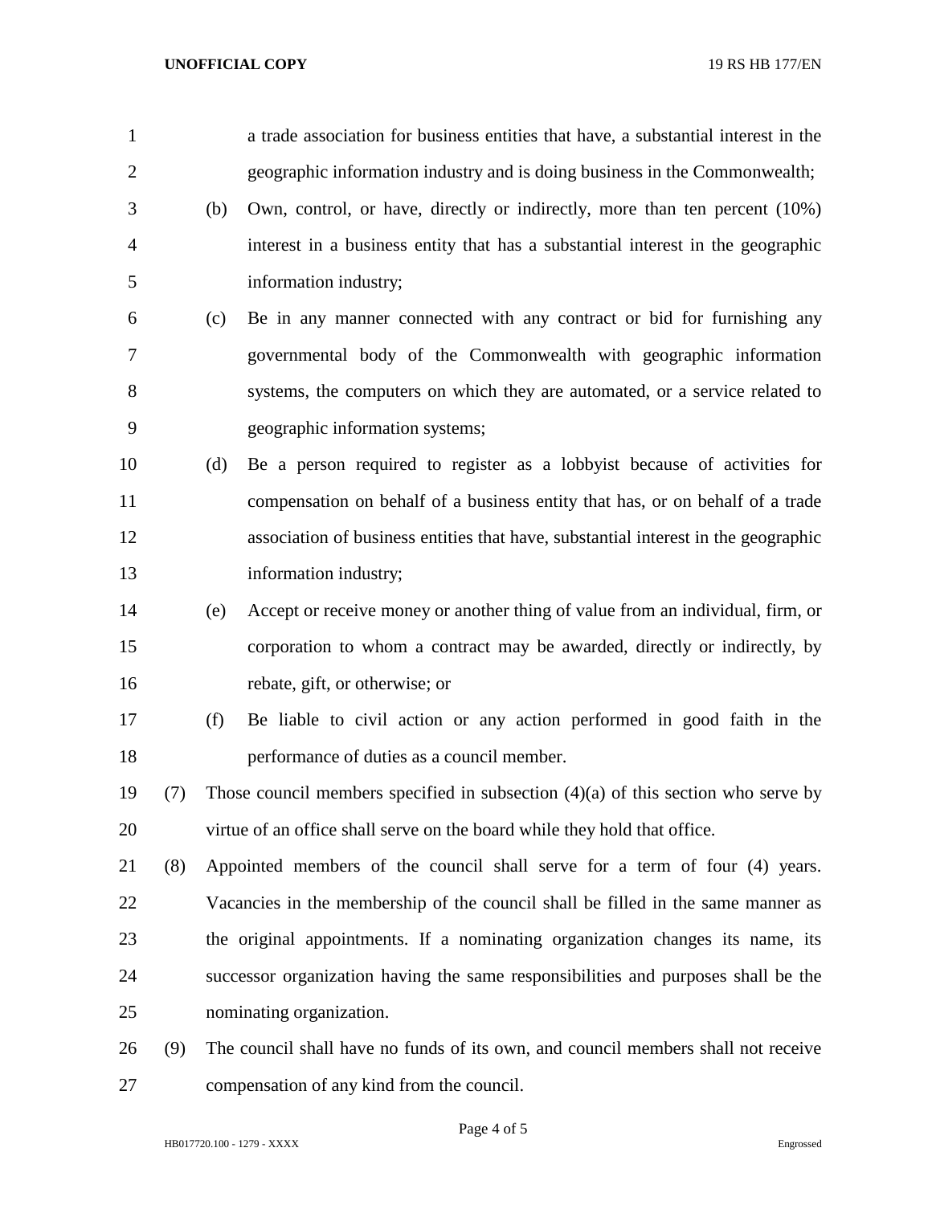a trade association for business entities that have, a substantial interest in the geographic information industry and is doing business in the Commonwealth;

(b) Own, control, or have, directly or indirectly, more than ten percent (10%) interest in a business entity that has a substantial interest in the geographic information industry;

(c) Be in any manner connected with any contract or bid for furnishing any governmental body of the Commonwealth with geographic information systems, the computers on which they are automated, or a service related to geographic information systems;

(d) Be a person required to register as a lobbyist because of activities for compensation on behalf of a business entity that has, or on behalf of a trade association of business entities that have, substantial interest in the geographic information industry;

(e) Accept or receive money or another thing of value from an individual, firm, or corporation to whom a contract may be awarded, directly or indirectly, by rebate, gift, or otherwise; or

(f) Be liable to civil action or any action performed in good faith in the performance of duties as a council member.

(7) Those council members specified in subsection (4)(a) of this section who serve by virtue of an office shall serve on the board while they hold that office.

(8) Appointed members of the council shall serve for a term of four (4) years. Vacancies in the membership of the council shall be filled in the same manner as the original appointments. If a nominating organization changes its name, its successor organization having the same responsibilities and purposes shall be the nominating organization.

(9) The council shall have no funds of its own, and council members shall not receive compensation of any kind from the council.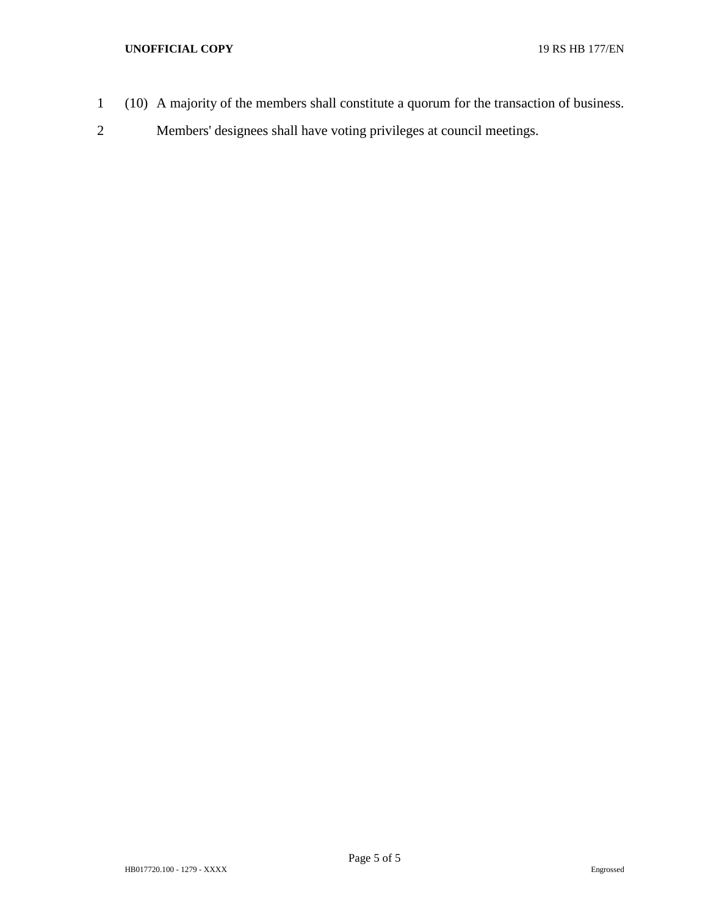(10) A majority of the members shall constitute a quorum for the transaction of business. Members' designees shall have voting privileges at council meetings.